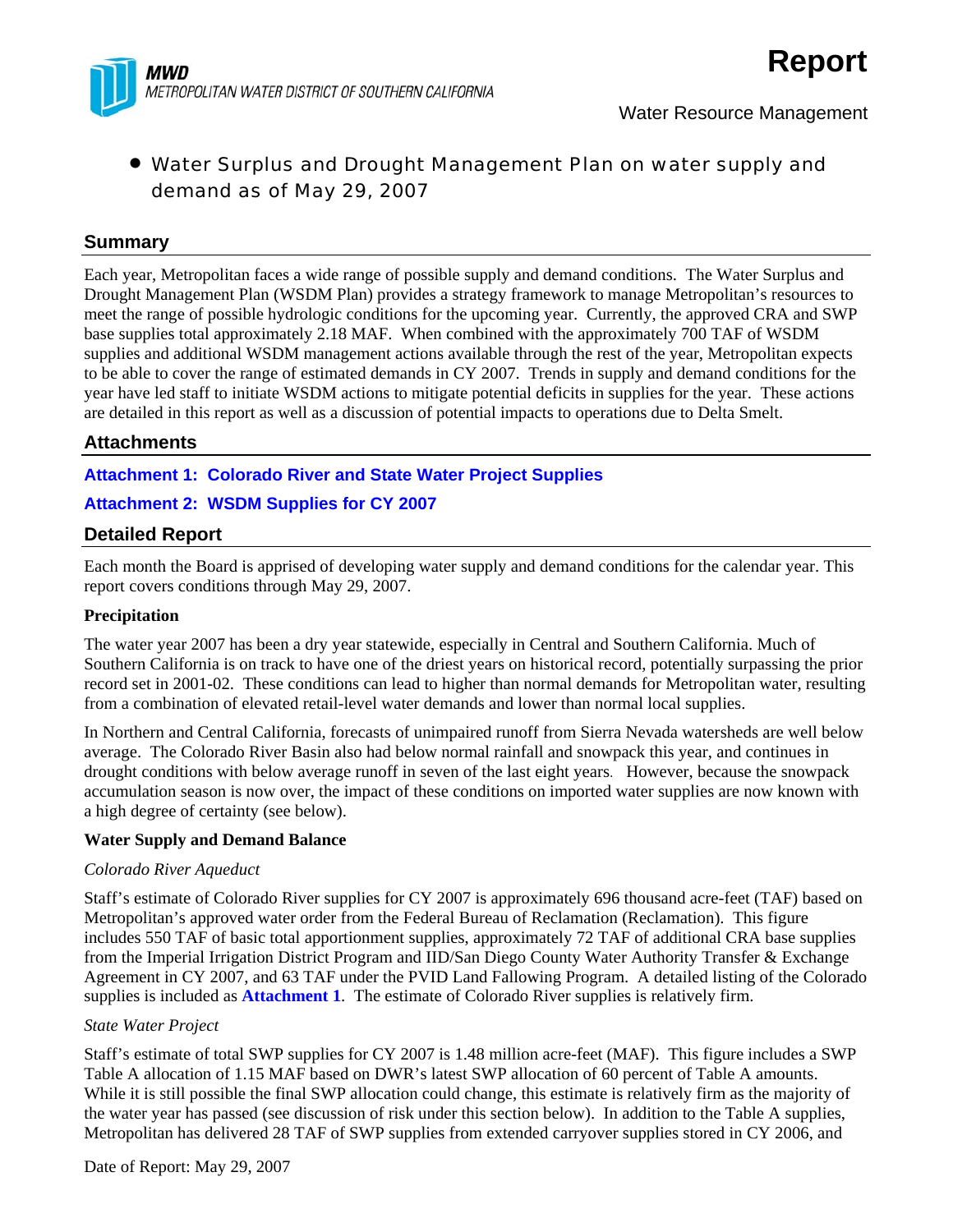MWD
METROPOLITAN WATER DISTRICT OF SOUTHERN CALIFORNIA

# Report

Water Resource Management

- Water Surplus and Drought Management Plan on water supply and demand as of May 29, 2007

## Summary

Each year, Metropolitan faces a wide range of possible supply and demand conditions. The Water Surplus and Drought Management Plan (WSDM Plan) provides a strategy framework to manage Metropolitan's resources to meet the range of possible hydrologic conditions for the upcoming year. Currently, the approved CRA and SWP base supplies total approximately 2.18 MAF. When combined with the approximately 700 TAF of WSDM supplies and additional WSDM management actions available through the rest of the year, Metropolitan expects to be able to cover the range of estimated demands in CY 2007. Trends in supply and demand conditions for the year have led staff to initiate WSDM actions to mitigate potential deficits in supplies for the year. These actions are detailed in this report as well as a discussion of potential impacts to operations due to Delta Smelt.

## Attachments

**Attachment 1: Colorado River and State Water Project Supplies**

**Attachment 2: WSDM Supplies for CY 2007**

## Detailed Report

Each month the Board is apprised of developing water supply and demand conditions for the calendar year. This report covers conditions through May 29, 2007.

### Precipitation

The water year 2007 has been a dry year statewide, especially in Central and Southern California. Much of Southern California is on track to have one of the driest years on historical record, potentially surpassing the prior record set in 2001-02. These conditions can lead to higher than normal demands for Metropolitan water, resulting from a combination of elevated retail-level water demands and lower than normal local supplies.

In Northern and Central California, forecasts of unimpaired runoff from Sierra Nevada watersheds are well below average. The Colorado River Basin also had below normal rainfall and snowpack this year, and continues in drought conditions with below average runoff in seven of the last eight years. However, because the snowpack accumulation season is now over, the impact of these conditions on imported water supplies are now known with a high degree of certainty (see below).

### Water Supply and Demand Balance

*Colorado River Aqueduct*

Staff's estimate of Colorado River supplies for CY 2007 is approximately 696 thousand acre-feet (TAF) based on Metropolitan's approved water order from the Federal Bureau of Reclamation (Reclamation). This figure includes 550 TAF of basic total apportionment supplies, approximately 72 TAF of additional CRA base supplies from the Imperial Irrigation District Program and IID/San Diego County Water Authority Transfer & Exchange Agreement in CY 2007, and 63 TAF under the PVID Land Fallowing Program. A detailed listing of the Colorado supplies is included as **Attachment 1**. The estimate of Colorado River supplies is relatively firm.

*State Water Project*

Staff's estimate of total SWP supplies for CY 2007 is 1.48 million acre-feet (MAF). This figure includes a SWP Table A allocation of 1.15 MAF based on DWR's latest SWP allocation of 60 percent of Table A amounts. While it is still possible the final SWP allocation could change, this estimate is relatively firm as the majority of the water year has passed (see discussion of risk under this section below). In addition to the Table A supplies, Metropolitan has delivered 28 TAF of SWP supplies from extended carryover supplies stored in CY 2006, and

Date of Report: May 29, 2007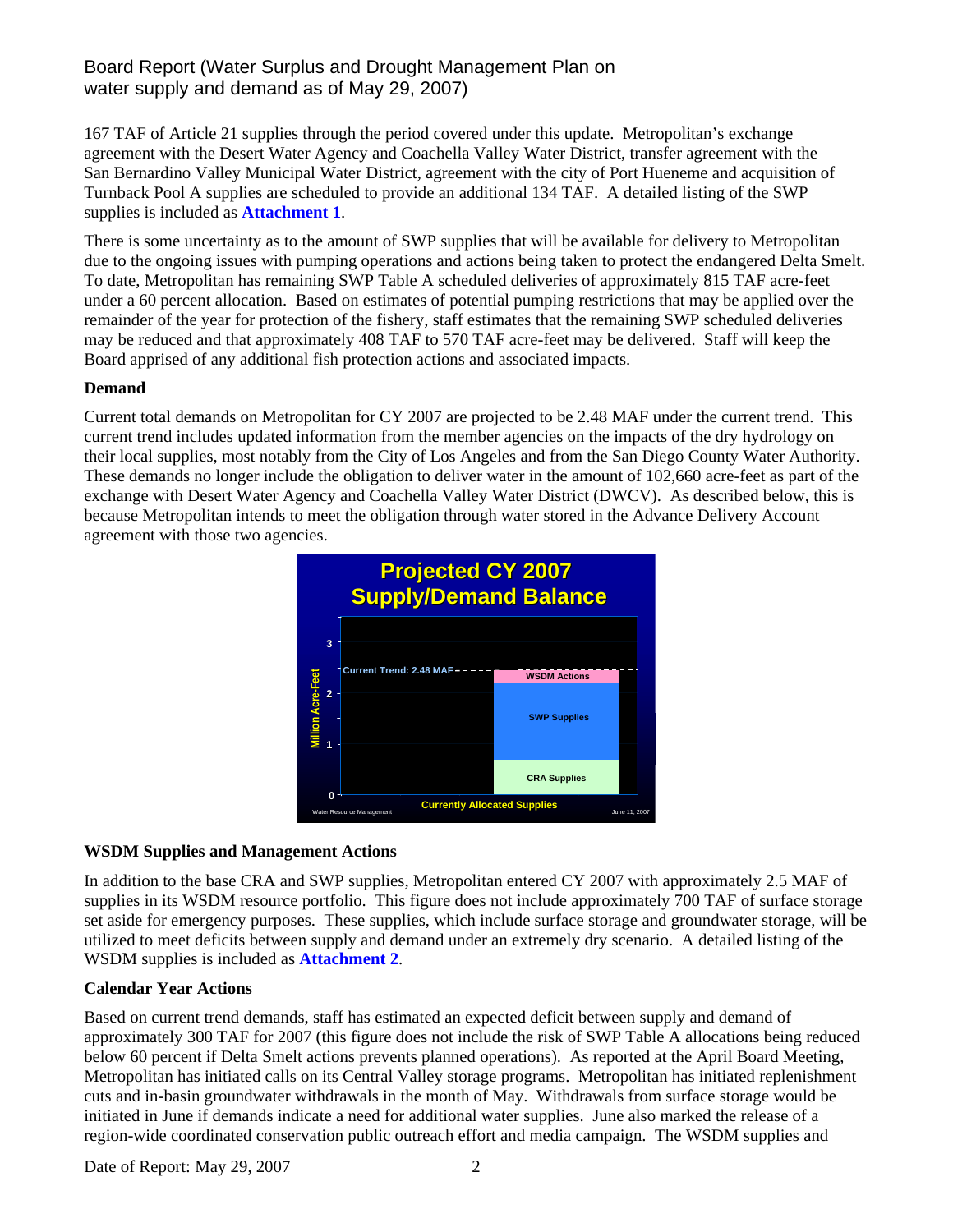167 TAF of Article 21 supplies through the period covered under this update. Metropolitan's exchange agreement with the Desert Water Agency and Coachella Valley Water District, transfer agreement with the San Bernardino Valley Municipal Water District, agreement with the city of Port Hueneme and acquisition of Turnback Pool A supplies are scheduled to provide an additional 134 TAF. A detailed listing of the SWP supplies is included as **Attachment 1**.

There is some uncertainty as to the amount of SWP supplies that will be available for delivery to Metropolitan due to the ongoing issues with pumping operations and actions being taken to protect the endangered Delta Smelt. To date, Metropolitan has remaining SWP Table A scheduled deliveries of approximately 815 TAF acre-feet under a 60 percent allocation. Based on estimates of potential pumping restrictions that may be applied over the remainder of the year for protection of the fishery, staff estimates that the remaining SWP scheduled deliveries may be reduced and that approximately 408 TAF to 570 TAF acre-feet may be delivered. Staff will keep the Board apprised of any additional fish protection actions and associated impacts.

**Demand**

Current total demands on Metropolitan for CY 2007 are projected to be 2.48 MAF under the current trend. This current trend includes updated information from the member agencies on the impacts of the dry hydrology on their local supplies, most notably from the City of Los Angeles and from the San Diego County Water Authority. These demands no longer include the obligation to deliver water in the amount of 102,660 acre-feet as part of the exchange with Desert Water Agency and Coachella Valley Water District (DWCV). As described below, this is because Metropolitan intends to meet the obligation through water stored in the Advance Delivery Account agreement with those two agencies.

**WSDM Supplies and Management Actions**

In addition to the base CRA and SWP supplies, Metropolitan entered CY 2007 with approximately 2.5 MAF of supplies in its WSDM resource portfolio. This figure does not include approximately 700 TAF of surface storage set aside for emergency purposes. These supplies, which include surface storage and groundwater storage, will be utilized to meet deficits between supply and demand under an extremely dry scenario. A detailed listing of the WSDM supplies is included as **Attachment 2**.

**Calendar Year Actions**

Based on current trend demands, staff has estimated an expected deficit between supply and demand of approximately 300 TAF for 2007 (this figure does not include the risk of SWP Table A allocations being reduced below 60 percent if Delta Smelt actions prevents planned operations). As reported at the April Board Meeting, Metropolitan has initiated calls on its Central Valley storage programs. Metropolitan has initiated replenishment cuts and in-basin groundwater withdrawals in the month of May. Withdrawals from surface storage would be initiated in June if demands indicate a need for additional water supplies. June also marked the release of a region-wide coordinated conservation public outreach effort and media campaign. The WSDM supplies and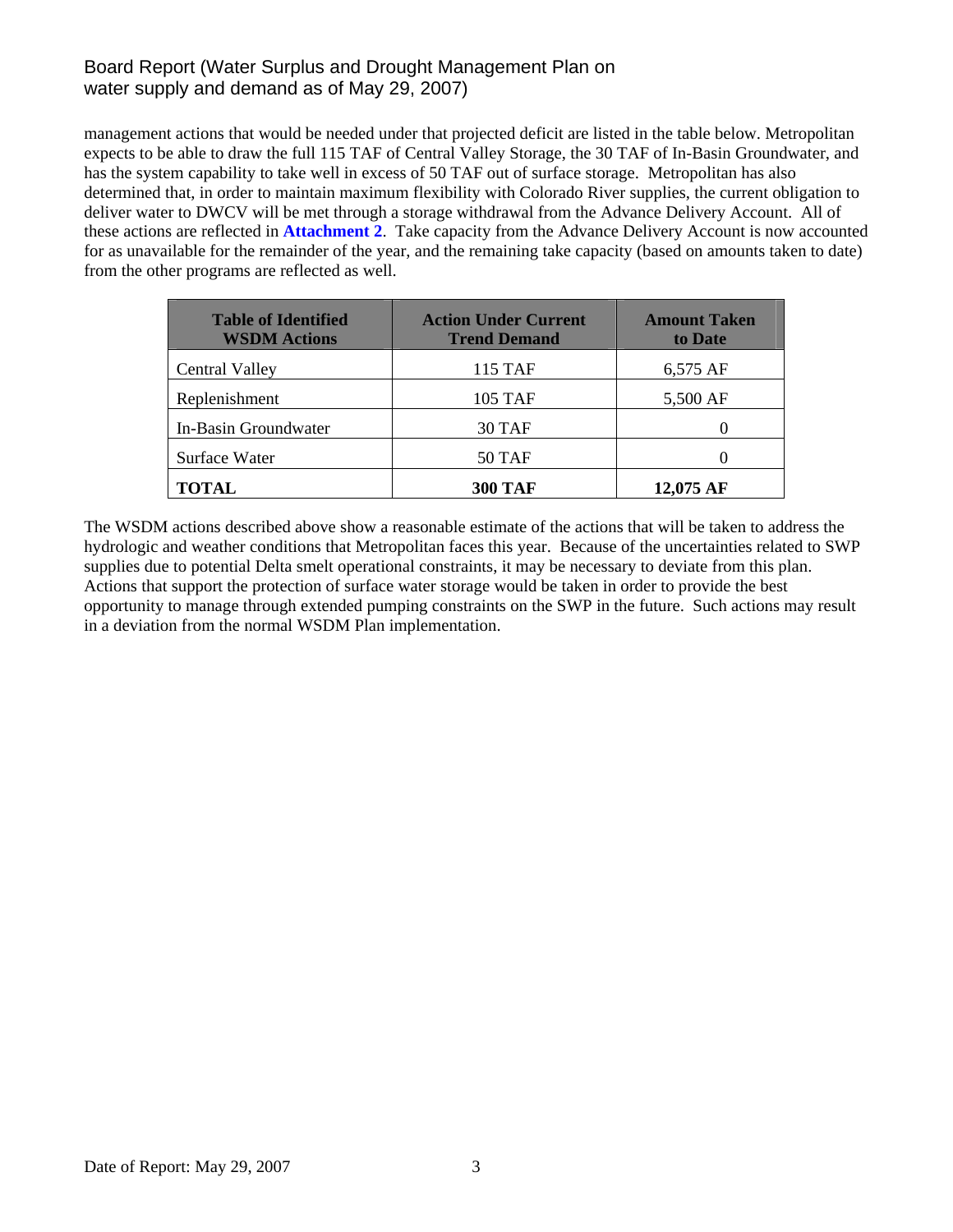management actions that would be needed under that projected deficit are listed in the table below. Metropolitan expects to be able to draw the full 115 TAF of Central Valley Storage, the 30 TAF of In-Basin Groundwater, and has the system capability to take well in excess of 50 TAF out of surface storage. Metropolitan has also determined that, in order to maintain maximum flexibility with Colorado River supplies, the current obligation to deliver water to DWCV will be met through a storage withdrawal from the Advance Delivery Account. All of these actions are reflected in **Attachment 2**. Take capacity from the Advance Delivery Account is now accounted for as unavailable for the remainder of the year, and the remaining take capacity (based on amounts taken to date) from the other programs are reflected as well.

| Table of Identified WSDM Actions | Action Under Current Trend Demand | Amount Taken to Date |
|---|---|---|
| Central Valley | 115 TAF | 6,575 AF |
| Replenishment | 105 TAF | 5,500 AF |
| In-Basin Groundwater | 30 TAF | 0 |
| Surface Water | 50 TAF | 0 |
| **TOTAL** | **300 TAF** | **12,075 AF** |

The WSDM actions described above show a reasonable estimate of the actions that will be taken to address the hydrologic and weather conditions that Metropolitan faces this year. Because of the uncertainties related to SWP supplies due to potential Delta smelt operational constraints, it may be necessary to deviate from this plan. Actions that support the protection of surface water storage would be taken in order to provide the best opportunity to manage through extended pumping constraints on the SWP in the future. Such actions may result in a deviation from the normal WSDM Plan implementation.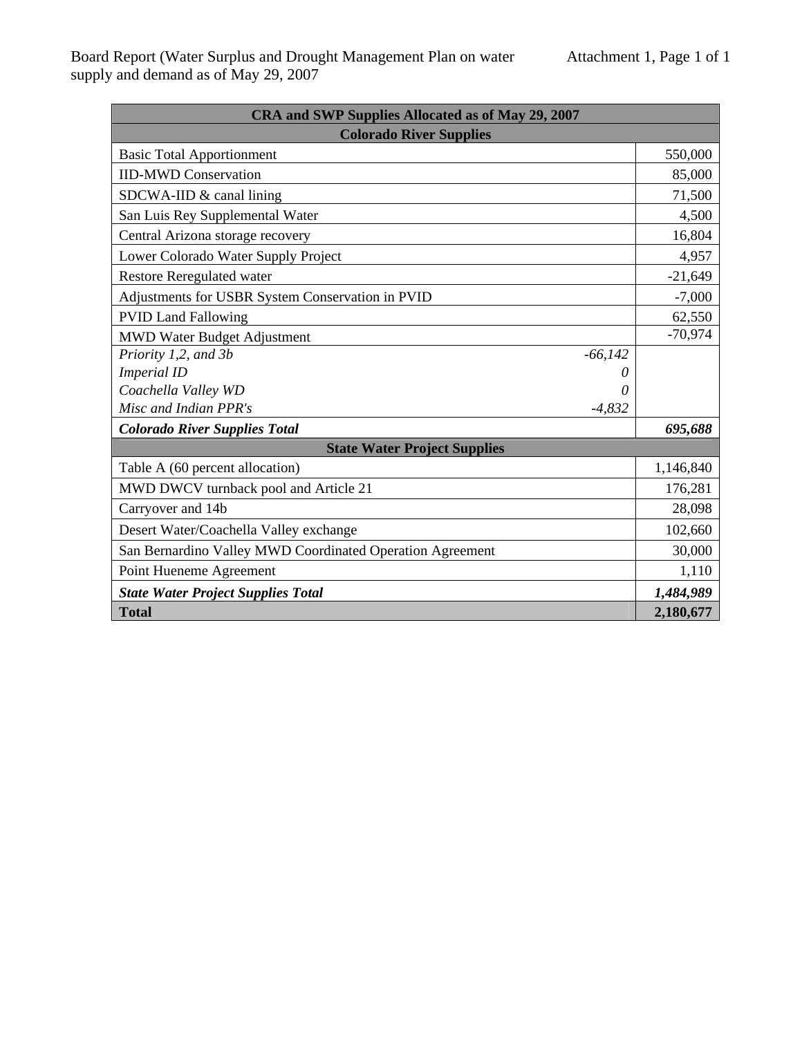Board Report (Water Surplus and Drought Management Plan on water supply and demand as of May 29, 2007

Attachment 1

| CRA and SWP Supplies Allocated as of May 29, 2007 | | |
|---|---|---|
| **Colorado River Supplies** | | |
| Basic Total Apportionment | | 550,000 |
| IID-MWD Conservation | | 85,000 |
| SDCWA-IID & canal lining | | 71,500 |
| San Luis Rey Supplemental Water | | 4,500 |
| Central Arizona storage recovery | | 16,804 |
| Lower Colorado Water Supply Project | | 4,957 |
| Restore Reregulated water | | -21,649 |
| Adjustments for USBR System Conservation in PVID | | -7,000 |
| PVID Land Fallowing | | 62,550 |
| MWD Water Budget Adjustment | | -70,974 |
| *Priority 1,2, and 3b* | *-66,142* | |
| *Imperial ID* | *0* | |
| *Coachella Valley WD* | *0* | |
| *Misc and Indian PPR's* | *-4,832* | |
| ***Colorado River Supplies Total*** | | ***695,688*** |
| **State Water Project Supplies** | | |
| Table A (60 percent allocation) | | 1,146,840 |
| MWD DWCV turnback pool and Article 21 | | 176,281 |
| Carryover and 14b | | 28,098 |
| Desert Water/Coachella Valley exchange | | 102,660 |
| San Bernardino Valley MWD Coordinated Operation Agreement | | 30,000 |
| Point Hueneme Agreement | | 1,110 |
| ***State Water Project Supplies Total*** | | ***1,484,989*** |
| **Total** | | **2,180,677** |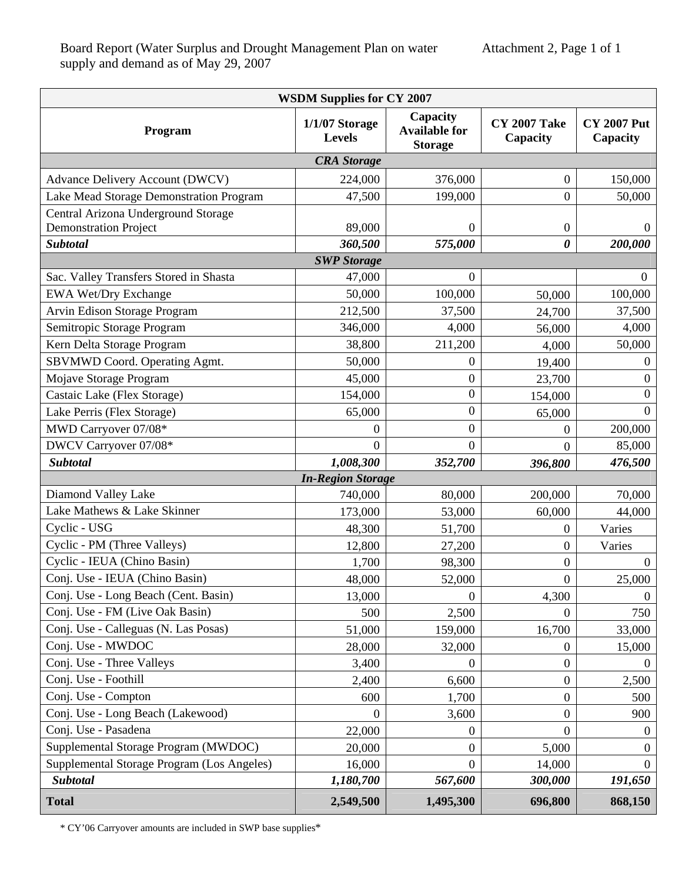Board Report (Water Surplus and Drought Management Plan on water supply and demand as of May 29, 2007

Attachment 2, Page 1 of 1

| WSDM Supplies for CY 2007 | | | | |
|---|---|---|---|---|
| **Program** | **1/1/07 Storage Levels** | **Capacity Available for Storage** | **CY 2007 Take Capacity** | **CY 2007 Put Capacity** |
| ***CRA Storage*** | | | | |
| Advance Delivery Account (DWCV) | 224,000 | 376,000 | 0 | 150,000 |
| Lake Mead Storage Demonstration Program | 47,500 | 199,000 | 0 | 50,000 |
| Central Arizona Underground Storage Demonstration Project | 89,000 | 0 | 0 | 0 |
| ***Subtotal*** | ***360,500*** | ***575,000*** | ***0*** | ***200,000*** |
| ***SWP Storage*** | | | | |
| Sac. Valley Transfers Stored in Shasta | 47,000 | 0 | | 0 |
| EWA Wet/Dry Exchange | 50,000 | 100,000 | 50,000 | 100,000 |
| Arvin Edison Storage Program | 212,500 | 37,500 | 24,700 | 37,500 |
| Semitropic Storage Program | 346,000 | 4,000 | 56,000 | 4,000 |
| Kern Delta Storage Program | 38,800 | 211,200 | 4,000 | 50,000 |
| SBVMWD Coord. Operating Agmt. | 50,000 | 0 | 19,400 | 0 |
| Mojave Storage Program | 45,000 | 0 | 23,700 | 0 |
| Castaic Lake (Flex Storage) | 154,000 | 0 | 154,000 | 0 |
| Lake Perris (Flex Storage) | 65,000 | 0 | 65,000 | 0 |
| MWD Carryover 07/08* | 0 | 0 | 0 | 200,000 |
| DWCV Carryover 07/08* | 0 | 0 | 0 | 85,000 |
| ***Subtotal*** | ***1,008,300*** | ***352,700*** | ***396,800*** | ***476,500*** |
| ***In-Region Storage*** | | | | |
| Diamond Valley Lake | 740,000 | 80,000 | 200,000 | 70,000 |
| Lake Mathews & Lake Skinner | 173,000 | 53,000 | 60,000 | 44,000 |
| Cyclic - USG | 48,300 | 51,700 | 0 | Varies |
| Cyclic - PM (Three Valleys) | 12,800 | 27,200 | 0 | Varies |
| Cyclic - IEUA (Chino Basin) | 1,700 | 98,300 | 0 | 0 |
| Conj. Use - IEUA (Chino Basin) | 48,000 | 52,000 | 0 | 25,000 |
| Conj. Use - Long Beach (Cent. Basin) | 13,000 | 0 | 4,300 | 0 |
| Conj. Use - FM (Live Oak Basin) | 500 | 2,500 | 0 | 750 |
| Conj. Use - Calleguas (N. Las Posas) | 51,000 | 159,000 | 16,700 | 33,000 |
| Conj. Use - MWDOC | 28,000 | 32,000 | 0 | 15,000 |
| Conj. Use - Three Valleys | 3,400 | 0 | 0 | 0 |
| Conj. Use - Foothill | 2,400 | 6,600 | 0 | 2,500 |
| Conj. Use - Compton | 600 | 1,700 | 0 | 500 |
| Conj. Use - Long Beach (Lakewood) | 0 | 3,600 | 0 | 900 |
| Conj. Use - Pasadena | 22,000 | 0 | 0 | 0 |
| Supplemental Storage Program (MWDOC) | 20,000 | 0 | 5,000 | 0 |
| Supplemental Storage Program (Los Angeles) | 16,000 | 0 | 14,000 | 0 |
| ***Subtotal*** | ***1,180,700*** | ***567,600*** | ***300,000*** | ***191,650*** |
| **Total** | **2,549,500** | **1,495,300** | **696,800** | **868,150** |

* CY'06 Carryover amounts are included in SWP base supplies*